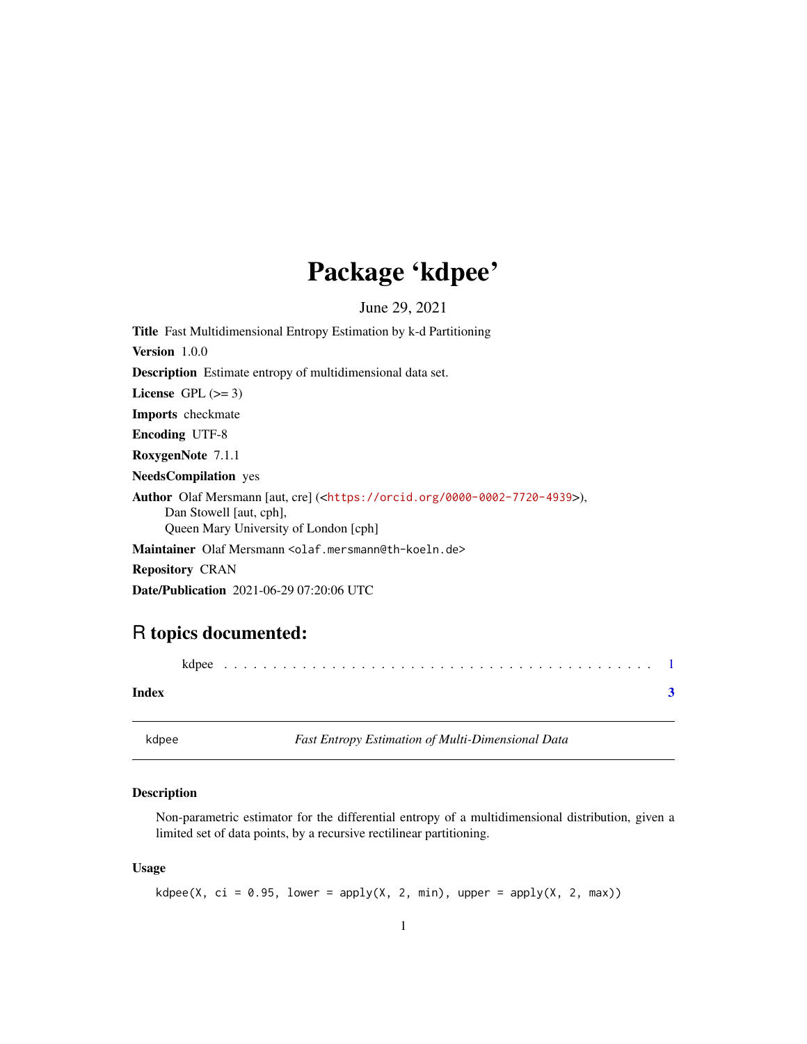# Package 'kdpee'

June 29, 2021

**Title** Fast Multidimensional Entropy Estimation by k-d Partitioning

**Version** 1.0.0

**Description** Estimate entropy of multidimensional data set.

**License** GPL (>= 3)

**Imports** checkmate

**Encoding** UTF-8

**RoxygenNote** 7.1.1

**NeedsCompilation** yes

**Author** Olaf Mersmann [aut, cre] (<https://orcid.org/0000-0002-7720-4939>),
Dan Stowell [aut, cph],
Queen Mary University of London [cph]

**Maintainer** Olaf Mersmann <olaf.mersmann@th-koeln.de>

**Repository** CRAN

**Date/Publication** 2021-06-29 07:20:06 UTC

## R topics documented:

kdpee . . . . . . . . . . . . . . . . . . . . . . . . . . . . . . . . . . . . . . . . . . . 1

**Index** **3**

---

kdpee *Fast Entropy Estimation of Multi-Dimensional Data*

---

### Description

Non-parametric estimator for the differential entropy of a multidimensional distribution, given a limited set of data points, by a recursive rectilinear partitioning.

### Usage

```
kdpee(X, ci = 0.95, lower = apply(X, 2, min), upper = apply(X, 2, max))
```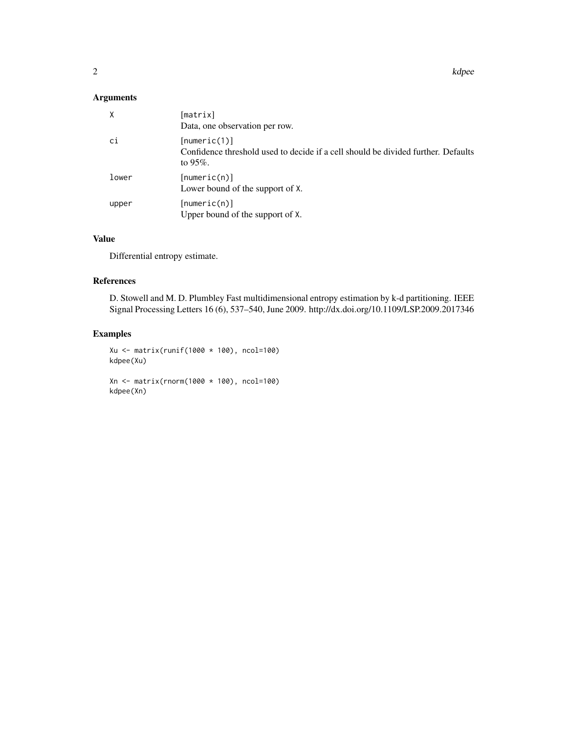## Arguments

| | |
|---|---|
| X | [matrix]<br>Data, one observation per row. |
| ci | [numeric(1)]<br>Confidence threshold used to decide if a cell should be divided further. Defaults to 95%. |
| lower | [numeric(n)]<br>Lower bound of the support of X. |
| upper | [numeric(n)]<br>Upper bound of the support of X. |

## Value

Differential entropy estimate.

## References

D. Stowell and M. D. Plumbley Fast multidimensional entropy estimation by k-d partitioning. IEEE Signal Processing Letters 16 (6), 537–540, June 2009. http://dx.doi.org/10.1109/LSP.2009.2017346

## Examples

```
Xu <- matrix(runif(1000 * 100), ncol=100)
kdpee(Xu)

Xn <- matrix(rnorm(1000 * 100), ncol=100)
kdpee(Xn)
```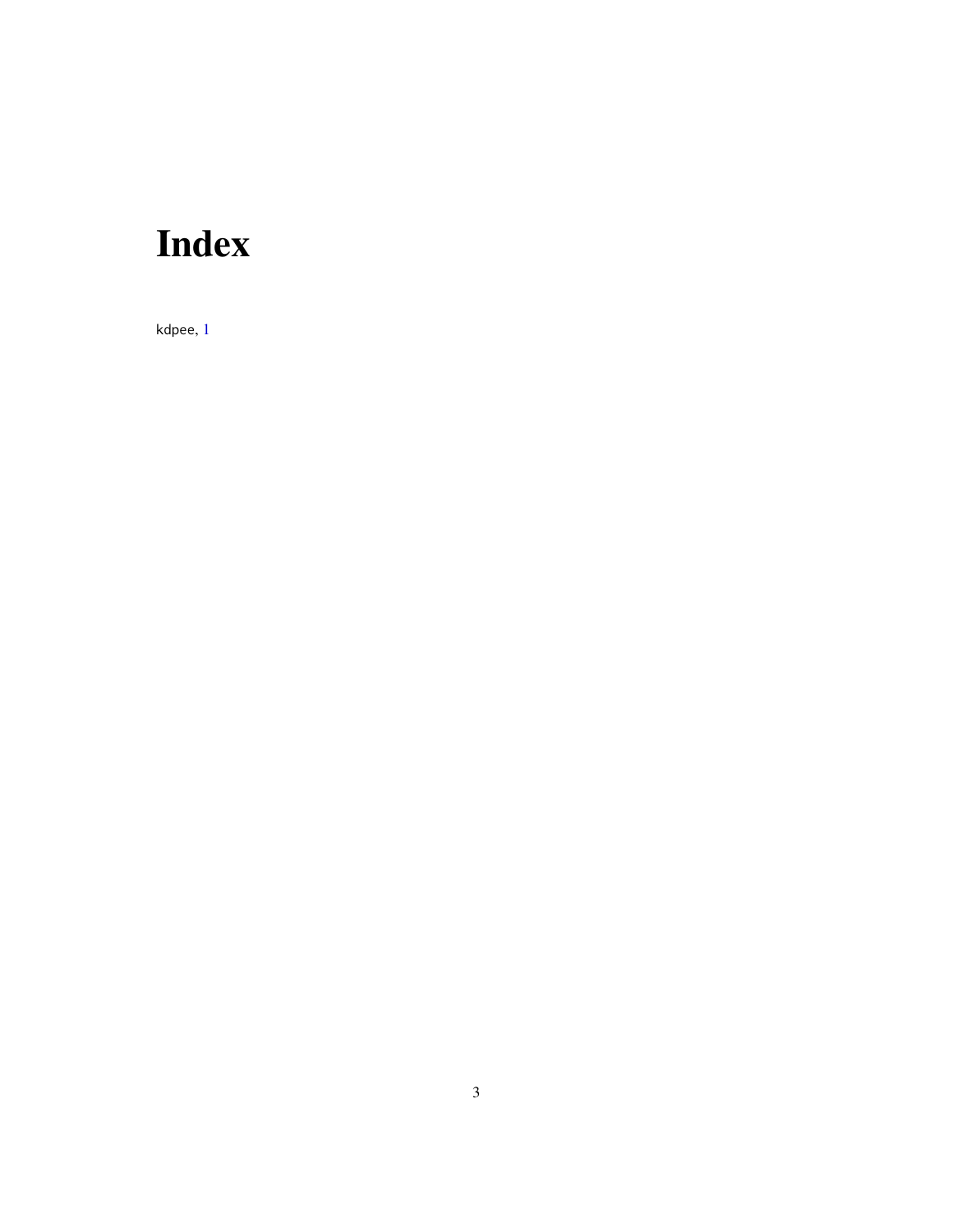# Index

kdpee, 1